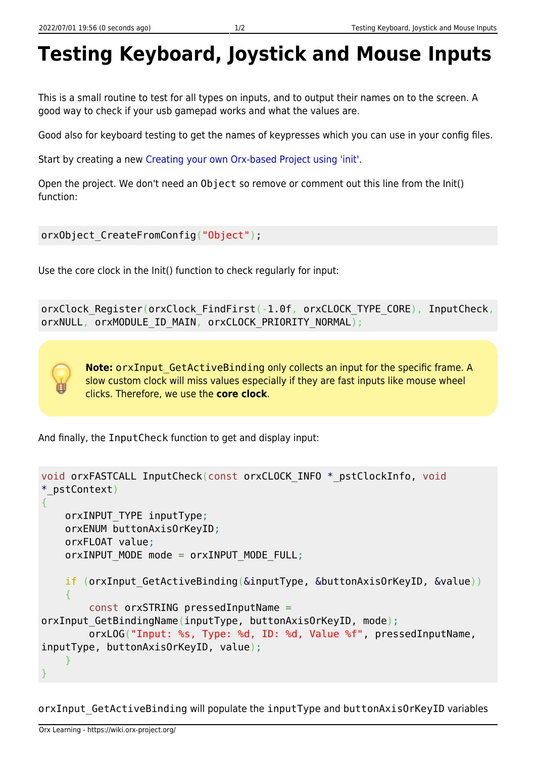# Testing Keyboard, Joystick and Mouse Inputs

This is a small routine to test for all types on inputs, and to output their names on to the screen. A good way to check if your usb gamepad works and what the values are.

Good also for keyboard testing to get the names of keypresses which you can use in your config files.

Start by creating a new Creating your own Orx-based Project using 'init'.

Open the project. We don't need an `Object` so remove or comment out this line from the Init() function:

```
orxObject_CreateFromConfig("Object");
```

Use the core clock in the Init() function to check regularly for input:

```
orxClock_Register(orxClock_FindFirst(-1.0f, orxCLOCK_TYPE_CORE), InputCheck,
orxNULL, orxMODULE_ID_MAIN, orxCLOCK_PRIORITY_NORMAL);
```

**Note:** `orxInput_GetActiveBinding` only collects an input for the specific frame. A slow custom clock will miss values especially if they are fast inputs like mouse wheel clicks. Therefore, we use the **core clock**.

And finally, the `InputCheck` function to get and display input:

```
void orxFASTCALL InputCheck(const orxCLOCK_INFO *_pstClockInfo, void
*_pstContext)
{
    orxINPUT_TYPE inputType;
    orxENUM buttonAxisOrKeyID;
    orxFLOAT value;
    orxINPUT_MODE mode = orxINPUT_MODE_FULL;

    if (orxInput_GetActiveBinding(&inputType, &buttonAxisOrKeyID, &value))
    {
        const orxSTRING pressedInputName =
orxInput_GetBindingName(inputType, buttonAxisOrKeyID, mode);
        orxLOG("Input: %s, Type: %d, ID: %d, Value %f", pressedInputName,
inputType, buttonAxisOrKeyID, value);
    }
}
```

`orxInput_GetActiveBinding` will populate the `inputType` and `buttonAxisOrKeyID` variables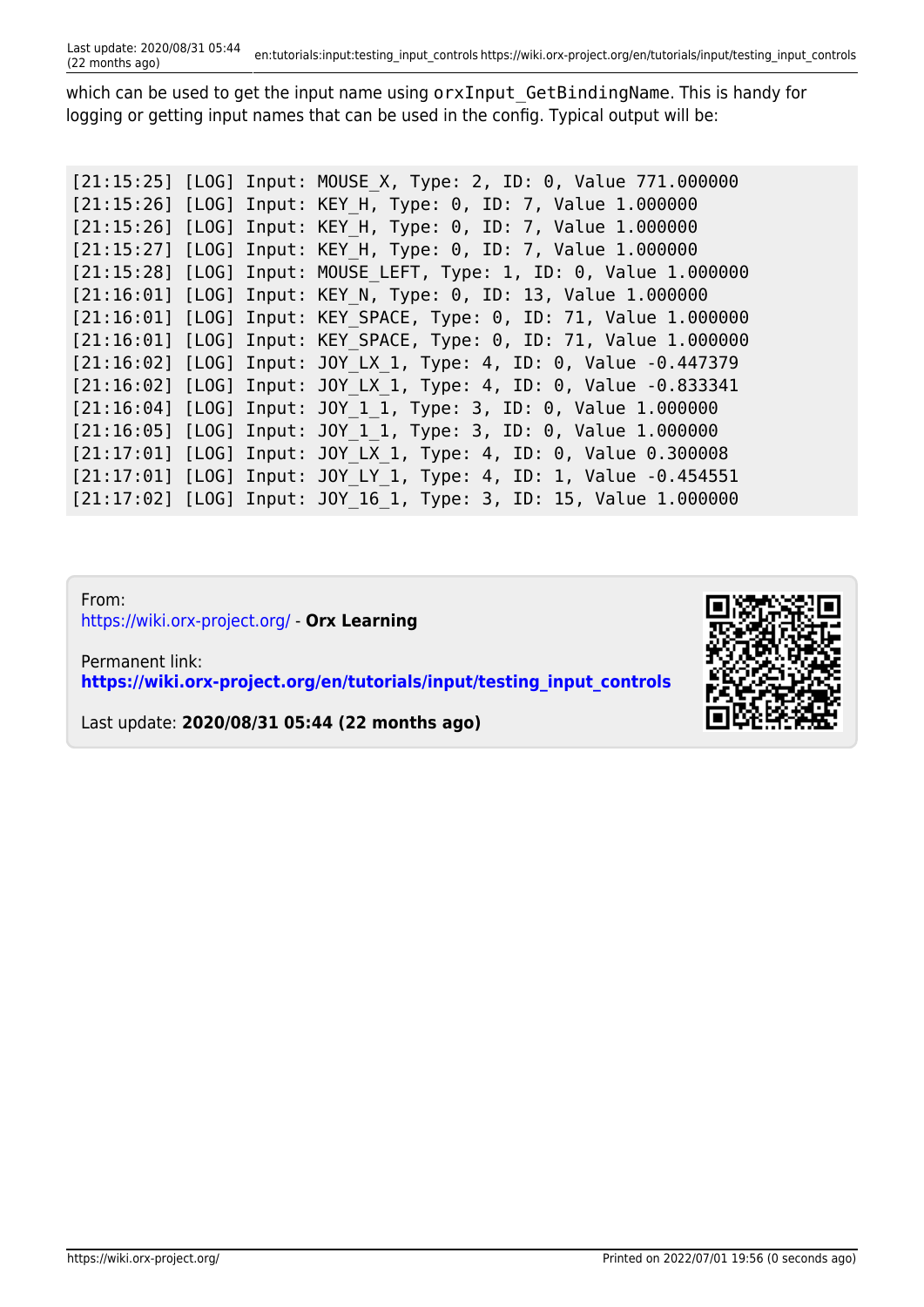which can be used to get the input name using `orxInput_GetBindingName`. This is handy for logging or getting input names that can be used in the config. Typical output will be:

```
[21:15:25] [LOG] Input: MOUSE_X, Type: 2, ID: 0, Value 771.000000
[21:15:26] [LOG] Input: KEY_H, Type: 0, ID: 7, Value 1.000000
[21:15:26] [LOG] Input: KEY_H, Type: 0, ID: 7, Value 1.000000
[21:15:27] [LOG] Input: KEY_H, Type: 0, ID: 7, Value 1.000000
[21:15:28] [LOG] Input: MOUSE_LEFT, Type: 1, ID: 0, Value 1.000000
[21:16:01] [LOG] Input: KEY_N, Type: 0, ID: 13, Value 1.000000
[21:16:01] [LOG] Input: KEY_SPACE, Type: 0, ID: 71, Value 1.000000
[21:16:01] [LOG] Input: KEY_SPACE, Type: 0, ID: 71, Value 1.000000
[21:16:02] [LOG] Input: JOY_LX_1, Type: 4, ID: 0, Value -0.447379
[21:16:02] [LOG] Input: JOY_LX_1, Type: 4, ID: 0, Value -0.833341
[21:16:04] [LOG] Input: JOY_1_1, Type: 3, ID: 0, Value 1.000000
[21:16:05] [LOG] Input: JOY_1_1, Type: 3, ID: 0, Value 1.000000
[21:17:01] [LOG] Input: JOY_LX_1, Type: 4, ID: 0, Value 0.300008
[21:17:01] [LOG] Input: JOY_LY_1, Type: 4, ID: 1, Value -0.454551
[21:17:02] [LOG] Input: JOY_16_1, Type: 3, ID: 15, Value 1.000000
```

From:
https://wiki.orx-project.org/ - **Orx Learning**

Permanent link:
**https://wiki.orx-project.org/en/tutorials/input/testing_input_controls**

Last update: **2020/08/31 05:44 (22 months ago)**